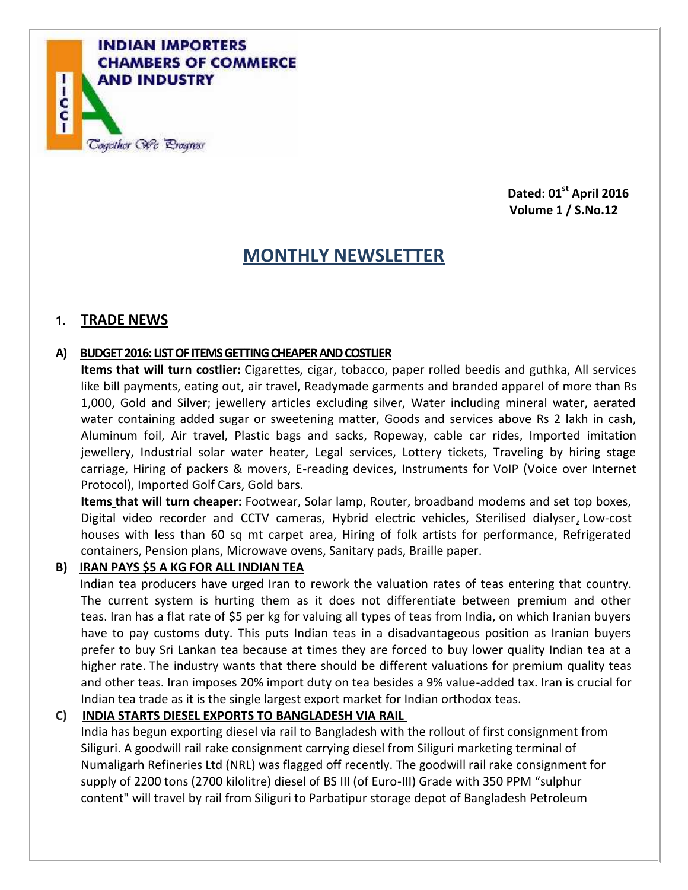**INDIAN IMPORTERS CHAMBERS OF COMMERCE AND INDUSTRY**

*Together We Progress*

**Dated: 01st April 2016**
**Volume 1 / S.No.12**

# MONTHLY NEWSLETTER

## 1. TRADE NEWS

### A) BUDGET 2016: LIST OF ITEMS GETTING CHEAPER AND COSTLIER

**Items that will turn costlier:** Cigarettes, cigar, tobacco, paper rolled beedis and guthka, All services like bill payments, eating out, air travel, Readymade garments and branded apparel of more than Rs 1,000, Gold and Silver; jewellery articles excluding silver, Water including mineral water, aerated water containing added sugar or sweetening matter, Goods and services above Rs 2 lakh in cash, Aluminum foil, Air travel, Plastic bags and sacks, Ropeway, cable car rides, Imported imitation jewellery, Industrial solar water heater, Legal services, Lottery tickets, Traveling by hiring stage carriage, Hiring of packers & movers, E-reading devices, Instruments for VoIP (Voice over Internet Protocol), Imported Golf Cars, Gold bars.

**Items that will turn cheaper:** Footwear, Solar lamp, Router, broadband modems and set top boxes, Digital video recorder and CCTV cameras, Hybrid electric vehicles, Sterilised dialyser, Low-cost houses with less than 60 sq mt carpet area, Hiring of folk artists for performance, Refrigerated containers, Pension plans, Microwave ovens, Sanitary pads, Braille paper.

### B) IRAN PAYS $5 A KG FOR ALL INDIAN TEA

Indian tea producers have urged Iran to rework the valuation rates of teas entering that country. The current system is hurting them as it does not differentiate between premium and other teas. Iran has a flat rate of $5 per kg for valuing all types of teas from India, on which Iranian buyers have to pay customs duty. This puts Indian teas in a disadvantageous position as Iranian buyers prefer to buy Sri Lankan tea because at times they are forced to buy lower quality Indian tea at a higher rate. The industry wants that there should be different valuations for premium quality teas and other teas. Iran imposes 20% import duty on tea besides a 9% value-added tax. Iran is crucial for Indian tea trade as it is the single largest export market for Indian orthodox teas.

### C) INDIA STARTS DIESEL EXPORTS TO BANGLADESH VIA RAIL

India has begun exporting diesel via rail to Bangladesh with the rollout of first consignment from Siliguri. A goodwill rail rake consignment carrying diesel from Siliguri marketing terminal of Numaligarh Refineries Ltd (NRL) was flagged off recently. The goodwill rail rake consignment for supply of 2200 tons (2700 kilolitre) diesel of BS III (of Euro-III) Grade with 350 PPM "sulphur content" will travel by rail from Siliguri to Parbatipur storage depot of Bangladesh Petroleum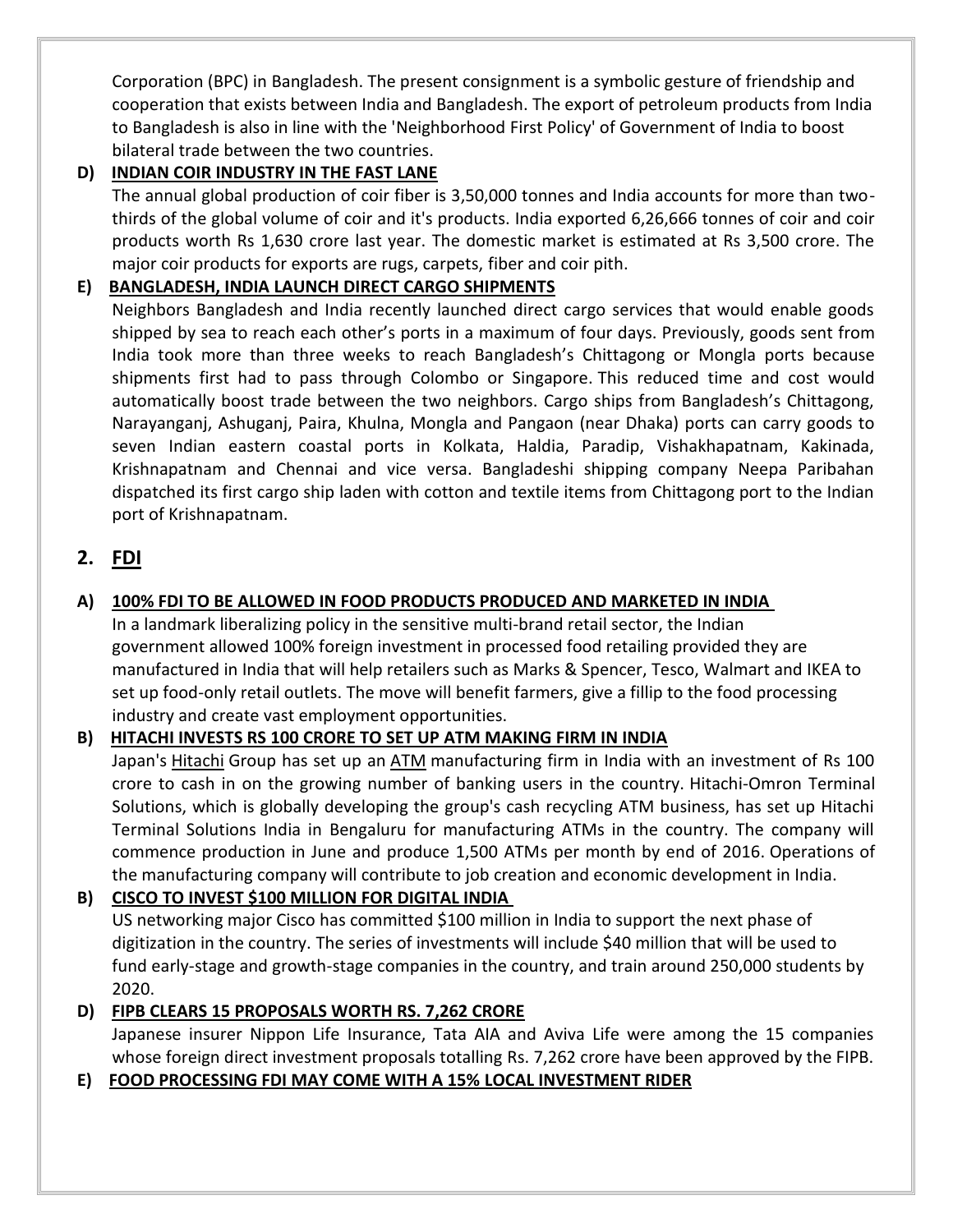Corporation (BPC) in Bangladesh. The present consignment is a symbolic gesture of friendship and cooperation that exists between India and Bangladesh. The export of petroleum products from India to Bangladesh is also in line with the 'Neighborhood First Policy' of Government of India to boost bilateral trade between the two countries.

**D) INDIAN COIR INDUSTRY IN THE FAST LANE**

The annual global production of coir fiber is 3,50,000 tonnes and India accounts for more than two-thirds of the global volume of coir and it's products. India exported 6,26,666 tonnes of coir and coir products worth Rs 1,630 crore last year. The domestic market is estimated at Rs 3,500 crore. The major coir products for exports are rugs, carpets, fiber and coir pith.

**E) BANGLADESH, INDIA LAUNCH DIRECT CARGO SHIPMENTS**

Neighbors Bangladesh and India recently launched direct cargo services that would enable goods shipped by sea to reach each other's ports in a maximum of four days. Previously, goods sent from India took more than three weeks to reach Bangladesh's Chittagong or Mongla ports because shipments first had to pass through Colombo or Singapore. This reduced time and cost would automatically boost trade between the two neighbors. Cargo ships from Bangladesh's Chittagong, Narayanganj, Ashuganj, Paira, Khulna, Mongla and Pangaon (near Dhaka) ports can carry goods to seven Indian eastern coastal ports in Kolkata, Haldia, Paradip, Vishakhapatnam, Kakinada, Krishnapatnam and Chennai and vice versa. Bangladeshi shipping company Neepa Paribahan dispatched its first cargo ship laden with cotton and textile items from Chittagong port to the Indian port of Krishnapatnam.

## 2. FDI

**A) 100% FDI TO BE ALLOWED IN FOOD PRODUCTS PRODUCED AND MARKETED IN INDIA**

In a landmark liberalizing policy in the sensitive multi-brand retail sector, the Indian government allowed 100% foreign investment in processed food retailing provided they are manufactured in India that will help retailers such as Marks & Spencer, Tesco, Walmart and IKEA to set up food-only retail outlets. The move will benefit farmers, give a fillip to the food processing industry and create vast employment opportunities.

**B) HITACHI INVESTS RS 100 CRORE TO SET UP ATM MAKING FIRM IN INDIA**

Japan's Hitachi Group has set up an ATM manufacturing firm in India with an investment of Rs 100 crore to cash in on the growing number of banking users in the country. Hitachi-Omron Terminal Solutions, which is globally developing the group's cash recycling ATM business, has set up Hitachi Terminal Solutions India in Bengaluru for manufacturing ATMs in the country. The company will commence production in June and produce 1,500 ATMs per month by end of 2016. Operations of the manufacturing company will contribute to job creation and economic development in India.

**B) CISCO TO INVEST $100 MILLION FOR DIGITAL INDIA**

US networking major Cisco has committed $100 million in India to support the next phase of digitization in the country. The series of investments will include $40 million that will be used to fund early-stage and growth-stage companies in the country, and train around 250,000 students by 2020.

**D) FIPB CLEARS 15 PROPOSALS WORTH RS. 7,262 CRORE**

Japanese insurer Nippon Life Insurance, Tata AIA and Aviva Life were among the 15 companies whose foreign direct investment proposals totalling Rs. 7,262 crore have been approved by the FIPB.

**E) FOOD PROCESSING FDI MAY COME WITH A 15% LOCAL INVESTMENT RIDER**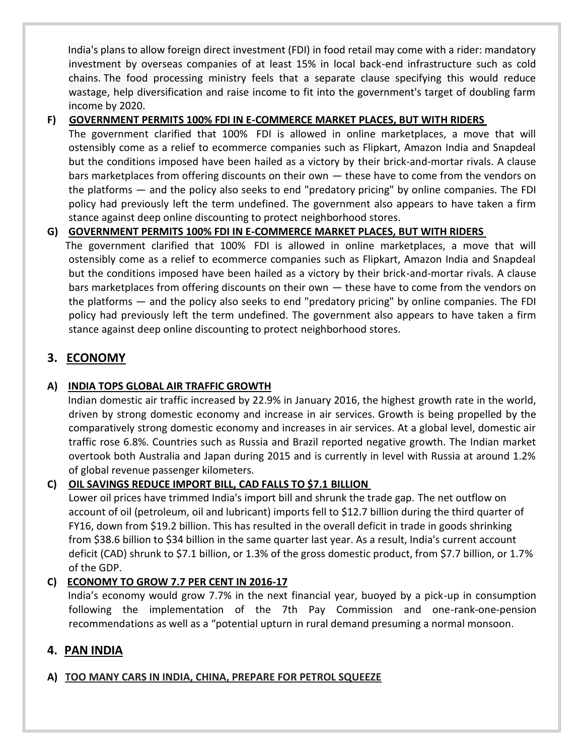India's plans to allow foreign direct investment (FDI) in food retail may come with a rider: mandatory investment by overseas companies of at least 15% in local back-end infrastructure such as cold chains. The food processing ministry feels that a separate clause specifying this would reduce wastage, help diversification and raise income to fit into the government's target of doubling farm income by 2020.

**F) GOVERNMENT PERMITS 100% FDI IN E-COMMERCE MARKET PLACES, BUT WITH RIDERS**

The government clarified that 100% FDI is allowed in online marketplaces, a move that will ostensibly come as a relief to ecommerce companies such as Flipkart, Amazon India and Snapdeal but the conditions imposed have been hailed as a victory by their brick-and-mortar rivals. A clause bars marketplaces from offering discounts on their own — these have to come from the vendors on the platforms — and the policy also seeks to end "predatory pricing" by online companies. The FDI policy had previously left the term undefined. The government also appears to have taken a firm stance against deep online discounting to protect neighborhood stores.

**G) GOVERNMENT PERMITS 100% FDI IN E-COMMERCE MARKET PLACES, BUT WITH RIDERS**

The government clarified that 100% FDI is allowed in online marketplaces, a move that will ostensibly come as a relief to ecommerce companies such as Flipkart, Amazon India and Snapdeal but the conditions imposed have been hailed as a victory by their brick-and-mortar rivals. A clause bars marketplaces from offering discounts on their own — these have to come from the vendors on the platforms — and the policy also seeks to end "predatory pricing" by online companies. The FDI policy had previously left the term undefined. The government also appears to have taken a firm stance against deep online discounting to protect neighborhood stores.

## 3. ECONOMY

**A) INDIA TOPS GLOBAL AIR TRAFFIC GROWTH**

Indian domestic air traffic increased by 22.9% in January 2016, the highest growth rate in the world, driven by strong domestic economy and increase in air services. Growth is being propelled by the comparatively strong domestic economy and increases in air services. At a global level, domestic air traffic rose 6.8%. Countries such as Russia and Brazil reported negative growth. The Indian market overtook both Australia and Japan during 2015 and is currently in level with Russia at around 1.2% of global revenue passenger kilometers.

**C) OIL SAVINGS REDUCE IMPORT BILL, CAD FALLS TO $7.1 BILLION**

Lower oil prices have trimmed India's import bill and shrunk the trade gap. The net outflow on account of oil (petroleum, oil and lubricant) imports fell to $12.7 billion during the third quarter of FY16, down from $19.2 billion. This has resulted in the overall deficit in trade in goods shrinking from $38.6 billion to $34 billion in the same quarter last year. As a result, India's current account deficit (CAD) shrunk to $7.1 billion, or 1.3% of the gross domestic product, from $7.7 billion, or 1.7% of the GDP.

**C) ECONOMY TO GROW 7.7 PER CENT IN 2016-17**

India's economy would grow 7.7% in the next financial year, buoyed by a pick-up in consumption following the implementation of the 7th Pay Commission and one-rank-one-pension recommendations as well as a "potential upturn in rural demand presuming a normal monsoon.

## 4. PAN INDIA

**A) TOO MANY CARS IN INDIA, CHINA, PREPARE FOR PETROL SQUEEZE**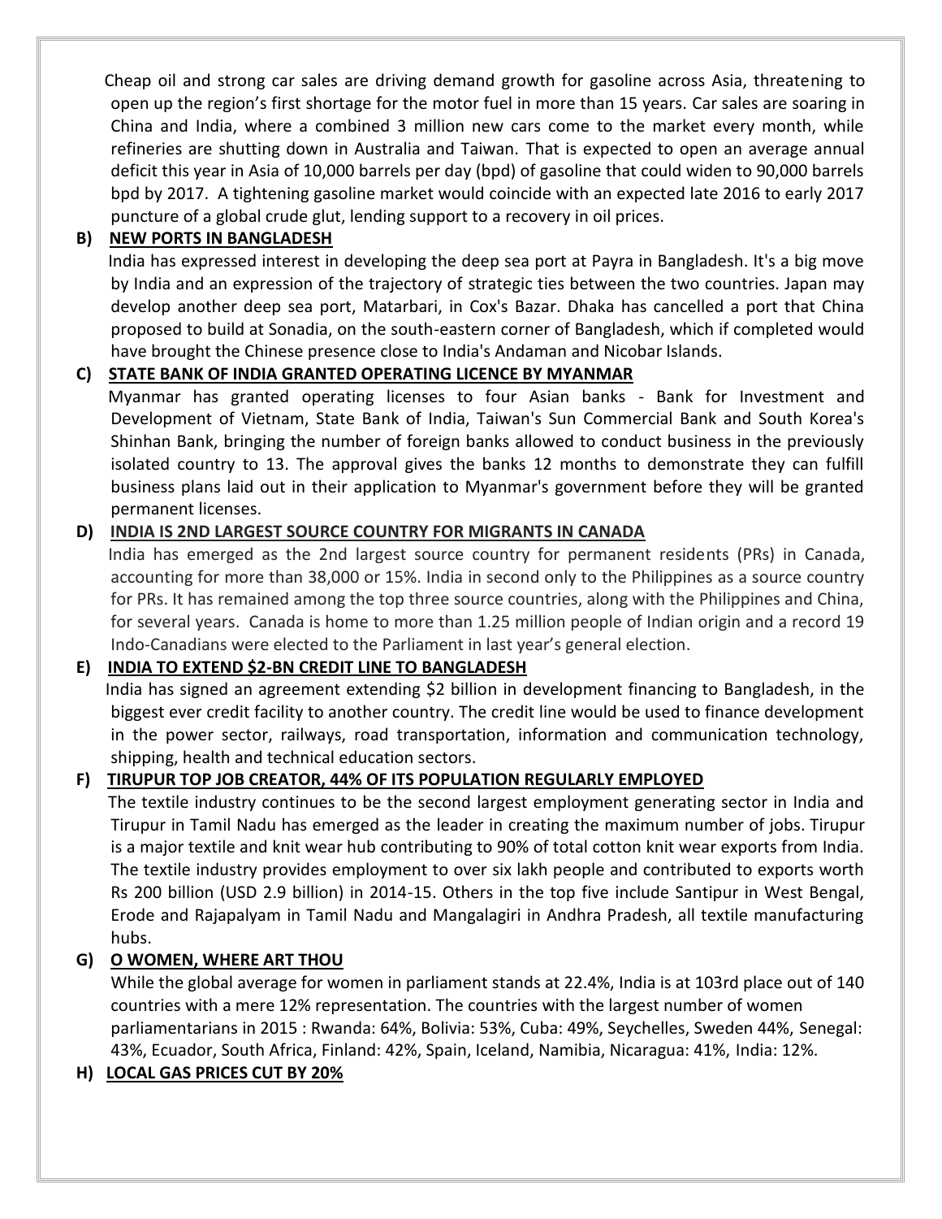Cheap oil and strong car sales are driving demand growth for gasoline across Asia, threatening to open up the region's first shortage for the motor fuel in more than 15 years. Car sales are soaring in China and India, where a combined 3 million new cars come to the market every month, while refineries are shutting down in Australia and Taiwan. That is expected to open an average annual deficit this year in Asia of 10,000 barrels per day (bpd) of gasoline that could widen to 90,000 barrels bpd by 2017. A tightening gasoline market would coincide with an expected late 2016 to early 2017 puncture of a global crude glut, lending support to a recovery in oil prices.

### B) NEW PORTS IN BANGLADESH

India has expressed interest in developing the deep sea port at Payra in Bangladesh. It's a big move by India and an expression of the trajectory of strategic ties between the two countries. Japan may develop another deep sea port, Matarbari, in Cox's Bazar. Dhaka has cancelled a port that China proposed to build at Sonadia, on the south-eastern corner of Bangladesh, which if completed would have brought the Chinese presence close to India's Andaman and Nicobar Islands.

### C) STATE BANK OF INDIA GRANTED OPERATING LICENCE BY MYANMAR

Myanmar has granted operating licenses to four Asian banks - Bank for Investment and Development of Vietnam, State Bank of India, Taiwan's Sun Commercial Bank and South Korea's Shinhan Bank, bringing the number of foreign banks allowed to conduct business in the previously isolated country to 13. The approval gives the banks 12 months to demonstrate they can fulfill business plans laid out in their application to Myanmar's government before they will be granted permanent licenses.

### D) INDIA IS 2ND LARGEST SOURCE COUNTRY FOR MIGRANTS IN CANADA

India has emerged as the 2nd largest source country for permanent residents (PRs) in Canada, accounting for more than 38,000 or 15%. India in second only to the Philippines as a source country for PRs. It has remained among the top three source countries, along with the Philippines and China, for several years. Canada is home to more than 1.25 million people of Indian origin and a record 19 Indo-Canadians were elected to the Parliament in last year's general election.

### E) INDIA TO EXTEND $2-BN CREDIT LINE TO BANGLADESH

India has signed an agreement extending $2 billion in development financing to Bangladesh, in the biggest ever credit facility to another country. The credit line would be used to finance development in the power sector, railways, road transportation, information and communication technology, shipping, health and technical education sectors.

### F) TIRUPUR TOP JOB CREATOR, 44% OF ITS POPULATION REGULARLY EMPLOYED

The textile industry continues to be the second largest employment generating sector in India and Tirupur in Tamil Nadu has emerged as the leader in creating the maximum number of jobs. Tirupur is a major textile and knit wear hub contributing to 90% of total cotton knit wear exports from India. The textile industry provides employment to over six lakh people and contributed to exports worth Rs 200 billion (USD 2.9 billion) in 2014-15. Others in the top five include Santipur in West Bengal, Erode and Rajapalyam in Tamil Nadu and Mangalagiri in Andhra Pradesh, all textile manufacturing hubs.

### G) O WOMEN, WHERE ART THOU

While the global average for women in parliament stands at 22.4%, India is at 103rd place out of 140 countries with a mere 12% representation. The countries with the largest number of women parliamentarians in 2015 : Rwanda: 64%, Bolivia: 53%, Cuba: 49%, Seychelles, Sweden 44%, Senegal: 43%, Ecuador, South Africa, Finland: 42%, Spain, Iceland, Namibia, Nicaragua: 41%, India: 12%.

### H) LOCAL GAS PRICES CUT BY 20%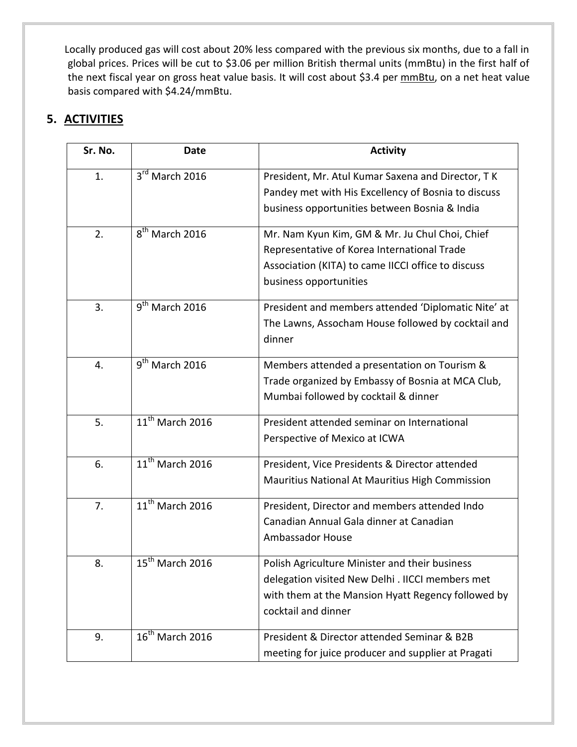Locally produced gas will cost about 20% less compared with the previous six months, due to a fall in global prices. Prices will be cut to $3.06 per million British thermal units (mmBtu) in the first half of the next fiscal year on gross heat value basis. It will cost about $3.4 per mmBtu, on a net heat value basis compared with $4.24/mmBtu.

## 5. ACTIVITIES

| Sr. No. | Date | Activity |
|---|---|---|
| 1. | 3rd March 2016 | President, Mr. Atul Kumar Saxena and Director, T K Pandey met with His Excellency of Bosnia to discuss business opportunities between Bosnia & India |
| 2. | 8th March 2016 | Mr. Nam Kyun Kim, GM & Mr. Ju Chul Choi, Chief Representative of Korea International Trade Association (KITA) to came IICCI office to discuss business opportunities |
| 3. | 9th March 2016 | President and members attended 'Diplomatic Nite' at The Lawns, Assocham House followed by cocktail and dinner |
| 4. | 9th March 2016 | Members attended a presentation on Tourism & Trade organized by Embassy of Bosnia at MCA Club, Mumbai followed by cocktail & dinner |
| 5. | 11th March 2016 | President attended seminar on International Perspective of Mexico at ICWA |
| 6. | 11th March 2016 | President, Vice Presidents & Director attended Mauritius National At Mauritius High Commission |
| 7. | 11th March 2016 | President, Director and members attended Indo Canadian Annual Gala dinner at Canadian Ambassador House |
| 8. | 15th March 2016 | Polish Agriculture Minister and their business delegation visited New Delhi . IICCI members met with them at the Mansion Hyatt Regency followed by cocktail and dinner |
| 9. | 16th March 2016 | President & Director attended Seminar & B2B meeting for juice producer and supplier at Pragati |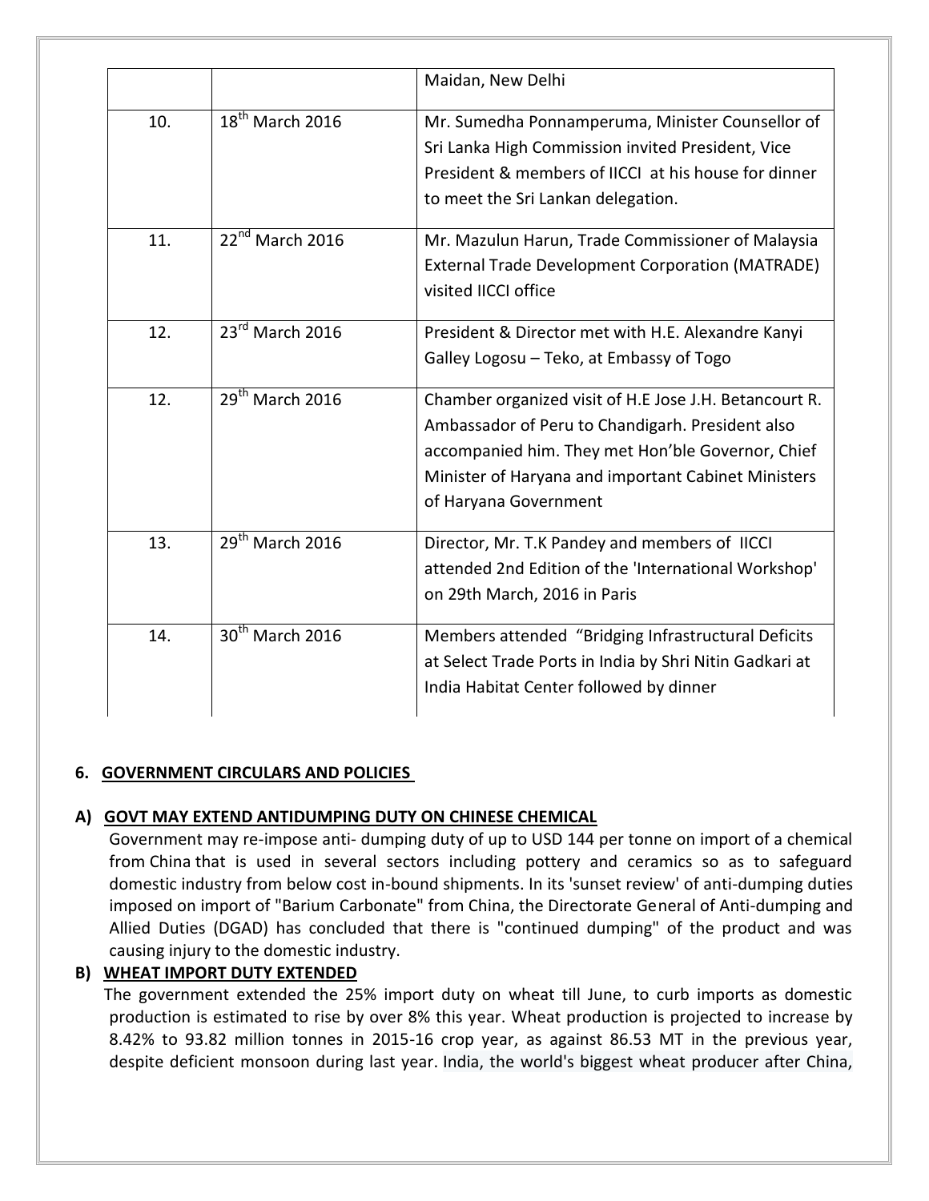|  |  | Maidan, New Delhi |
|---|---|---|
| 10. | 18th March 2016 | Mr. Sumedha Ponnamperuma, Minister Counsellor of Sri Lanka High Commission invited President, Vice President & members of IICCI at his house for dinner to meet the Sri Lankan delegation. |
| 11. | 22nd March 2016 | Mr. Mazulun Harun, Trade Commissioner of Malaysia External Trade Development Corporation (MATRADE) visited IICCI office |
| 12. | 23rd March 2016 | President & Director met with H.E. Alexandre Kanyi Galley Logosu – Teko, at Embassy of Togo |
| 12. | 29th March 2016 | Chamber organized visit of H.E Jose J.H. Betancourt R. Ambassador of Peru to Chandigarh. President also accompanied him. They met Hon'ble Governor, Chief Minister of Haryana and important Cabinet Ministers of Haryana Government |
| 13. | 29th March 2016 | Director, Mr. T.K Pandey and members of IICCI attended 2nd Edition of the 'International Workshop' on 29th March, 2016 in Paris |
| 14. | 30th March 2016 | Members attended "Bridging Infrastructural Deficits at Select Trade Ports in India by Shri Nitin Gadkari at India Habitat Center followed by dinner |

## 6. GOVERNMENT CIRCULARS AND POLICIES

### A) GOVT MAY EXTEND ANTIDUMPING DUTY ON CHINESE CHEMICAL

Government may re-impose anti- dumping duty of up to USD 144 per tonne on import of a chemical from China that is used in several sectors including pottery and ceramics so as to safeguard domestic industry from below cost in-bound shipments. In its 'sunset review' of anti-dumping duties imposed on import of "Barium Carbonate" from China, the Directorate General of Anti-dumping and Allied Duties (DGAD) has concluded that there is "continued dumping" of the product and was causing injury to the domestic industry.

### B) WHEAT IMPORT DUTY EXTENDED

The government extended the 25% import duty on wheat till June, to curb imports as domestic production is estimated to rise by over 8% this year. Wheat production is projected to increase by 8.42% to 93.82 million tonnes in 2015-16 crop year, as against 86.53 MT in the previous year, despite deficient monsoon during last year. India, the world's biggest wheat producer after China,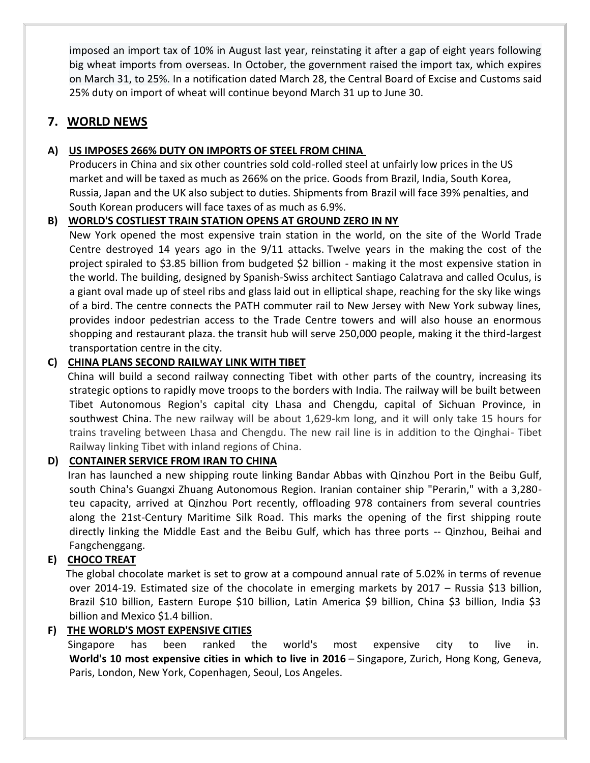imposed an import tax of 10% in August last year, reinstating it after a gap of eight years following big wheat imports from overseas. In October, the government raised the import tax, which expires on March 31, to 25%. In a notification dated March 28, the Central Board of Excise and Customs said 25% duty on import of wheat will continue beyond March 31 up to June 30.

## 7. WORLD NEWS

### A) US IMPOSES 266% DUTY ON IMPORTS OF STEEL FROM CHINA

Producers in China and six other countries sold cold-rolled steel at unfairly low prices in the US market and will be taxed as much as 266% on the price. Goods from Brazil, India, South Korea, Russia, Japan and the UK also subject to duties. Shipments from Brazil will face 39% penalties, and South Korean producers will face taxes of as much as 6.9%.

### B) WORLD'S COSTLIEST TRAIN STATION OPENS AT GROUND ZERO IN NY

New York opened the most expensive train station in the world, on the site of the World Trade Centre destroyed 14 years ago in the 9/11 attacks. Twelve years in the making the cost of the project spiraled to $3.85 billion from budgeted $2 billion - making it the most expensive station in the world. The building, designed by Spanish-Swiss architect Santiago Calatrava and called Oculus, is a giant oval made up of steel ribs and glass laid out in elliptical shape, reaching for the sky like wings of a bird. The centre connects the PATH commuter rail to New Jersey with New York subway lines, provides indoor pedestrian access to the Trade Centre towers and will also house an enormous shopping and restaurant plaza. the transit hub will serve 250,000 people, making it the third-largest transportation centre in the city.

### C) CHINA PLANS SECOND RAILWAY LINK WITH TIBET

China will build a second railway connecting Tibet with other parts of the country, increasing its strategic options to rapidly move troops to the borders with India. The railway will be built between Tibet Autonomous Region's capital city Lhasa and Chengdu, capital of Sichuan Province, in southwest China. The new railway will be about 1,629-km long, and it will only take 15 hours for trains traveling between Lhasa and Chengdu. The new rail line is in addition to the Qinghai- Tibet Railway linking Tibet with inland regions of China.

### D) CONTAINER SERVICE FROM IRAN TO CHINA

Iran has launched a new shipping route linking Bandar Abbas with Qinzhou Port in the Beibu Gulf, south China's Guangxi Zhuang Autonomous Region. Iranian container ship "Perarin," with a 3,280-teu capacity, arrived at Qinzhou Port recently, offloading 978 containers from several countries along the 21st-Century Maritime Silk Road. This marks the opening of the first shipping route directly linking the Middle East and the Beibu Gulf, which has three ports -- Qinzhou, Beihai and Fangchenggang.

### E) CHOCO TREAT

The global chocolate market is set to grow at a compound annual rate of 5.02% in terms of revenue over 2014-19. Estimated size of the chocolate in emerging markets by 2017 – Russia $13 billion, Brazil $10 billion, Eastern Europe $10 billion, Latin America $9 billion, China $3 billion, India $3 billion and Mexico $1.4 billion.

### F) THE WORLD'S MOST EXPENSIVE CITIES

Singapore has been ranked the world's most expensive city to live in. **World's 10 most expensive cities in which to live in 2016** – Singapore, Zurich, Hong Kong, Geneva, Paris, London, New York, Copenhagen, Seoul, Los Angeles.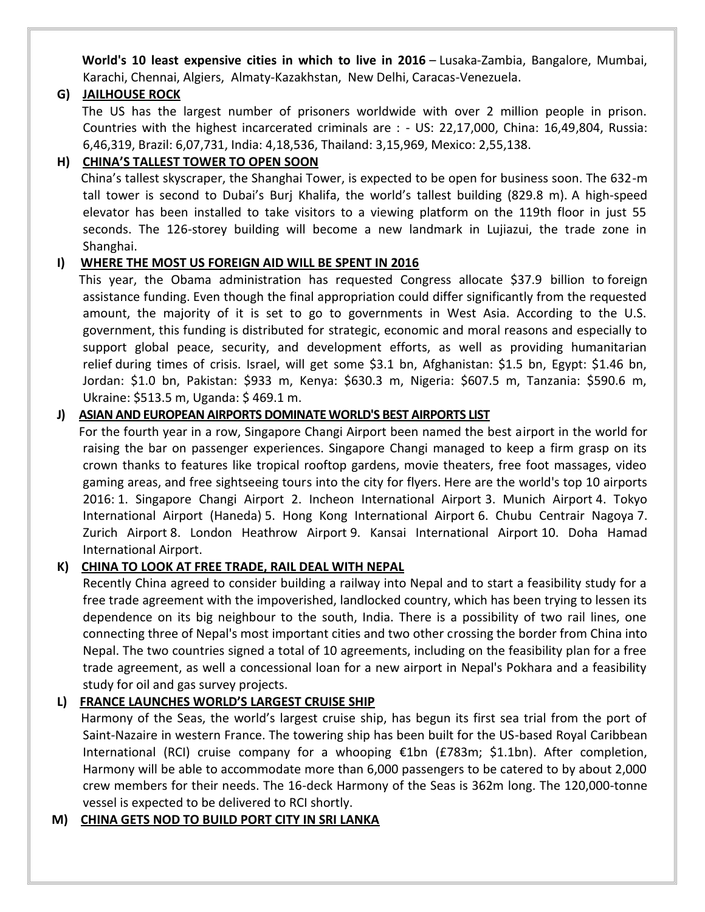**World's 10 least expensive cities in which to live in 2016** – Lusaka-Zambia, Bangalore, Mumbai, Karachi, Chennai, Algiers, Almaty-Kazakhstan, New Delhi, Caracas-Venezuela.

**G) JAILHOUSE ROCK**

The US has the largest number of prisoners worldwide with over 2 million people in prison. Countries with the highest incarcerated criminals are : - US: 22,17,000, China: 16,49,804, Russia: 6,46,319, Brazil: 6,07,731, India: 4,18,536, Thailand: 3,15,969, Mexico: 2,55,138.

**H) CHINA'S TALLEST TOWER TO OPEN SOON**

China's tallest skyscraper, the Shanghai Tower, is expected to be open for business soon. The 632-m tall tower is second to Dubai's Burj Khalifa, the world's tallest building (829.8 m). A high-speed elevator has been installed to take visitors to a viewing platform on the 119th floor in just 55 seconds. The 126-storey building will become a new landmark in Lujiazui, the trade zone in Shanghai.

**I) WHERE THE MOST US FOREIGN AID WILL BE SPENT IN 2016**

This year, the Obama administration has requested Congress allocate $37.9 billion to foreign assistance funding. Even though the final appropriation could differ significantly from the requested amount, the majority of it is set to go to governments in West Asia. According to the U.S. government, this funding is distributed for strategic, economic and moral reasons and especially to support global peace, security, and development efforts, as well as providing humanitarian relief during times of crisis. Israel, will get some $3.1 bn, Afghanistan: $1.5 bn, Egypt: $1.46 bn, Jordan: $1.0 bn, Pakistan: $933 m, Kenya: $630.3 m, Nigeria: $607.5 m, Tanzania: $590.6 m, Ukraine: $513.5 m, Uganda: $ 469.1 m.

**J) ASIAN AND EUROPEAN AIRPORTS DOMINATE WORLD'S BEST AIRPORTS LIST**

For the fourth year in a row, Singapore Changi Airport been named the best airport in the world for raising the bar on passenger experiences. Singapore Changi managed to keep a firm grasp on its crown thanks to features like tropical rooftop gardens, movie theaters, free foot massages, video gaming areas, and free sightseeing tours into the city for flyers. Here are the world's top 10 airports 2016: 1. Singapore Changi Airport 2. Incheon International Airport 3. Munich Airport 4. Tokyo International Airport (Haneda) 5. Hong Kong International Airport 6. Chubu Centrair Nagoya 7. Zurich Airport 8. London Heathrow Airport 9. Kansai International Airport 10. Doha Hamad International Airport.

**K) CHINA TO LOOK AT FREE TRADE, RAIL DEAL WITH NEPAL**

Recently China agreed to consider building a railway into Nepal and to start a feasibility study for a free trade agreement with the impoverished, landlocked country, which has been trying to lessen its dependence on its big neighbour to the south, India. There is a possibility of two rail lines, one connecting three of Nepal's most important cities and two other crossing the border from China into Nepal. The two countries signed a total of 10 agreements, including on the feasibility plan for a free trade agreement, as well a concessional loan for a new airport in Nepal's Pokhara and a feasibility study for oil and gas survey projects.

**L) FRANCE LAUNCHES WORLD'S LARGEST CRUISE SHIP**

Harmony of the Seas, the world's largest cruise ship, has begun its first sea trial from the port of Saint-Nazaire in western France. The towering ship has been built for the US-based Royal Caribbean International (RCI) cruise company for a whooping €1bn (£783m; $1.1bn). After completion, Harmony will be able to accommodate more than 6,000 passengers to be catered to by about 2,000 crew members for their needs. The 16-deck Harmony of the Seas is 362m long. The 120,000-tonne vessel is expected to be delivered to RCI shortly.

**M) CHINA GETS NOD TO BUILD PORT CITY IN SRI LANKA**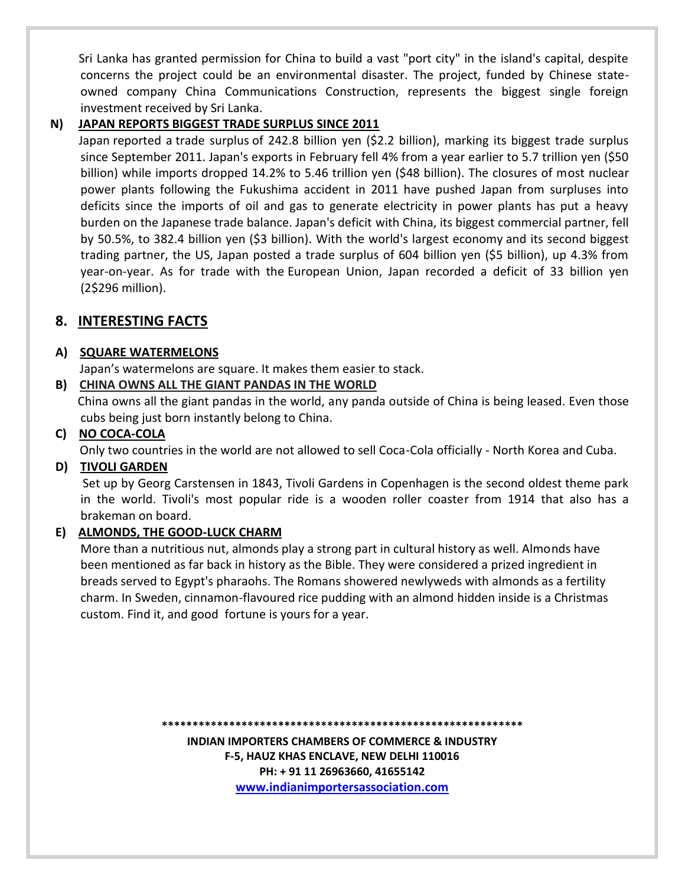Sri Lanka has granted permission for China to build a vast "port city" in the island's capital, despite concerns the project could be an environmental disaster. The project, funded by Chinese state-owned company China Communications Construction, represents the biggest single foreign investment received by Sri Lanka.

**N) JAPAN REPORTS BIGGEST TRADE SURPLUS SINCE 2011**

Japan reported a trade surplus of 242.8 billion yen ($2.2 billion), marking its biggest trade surplus since September 2011. Japan's exports in February fell 4% from a year earlier to 5.7 trillion yen ($50 billion) while imports dropped 14.2% to 5.46 trillion yen ($48 billion). The closures of most nuclear power plants following the Fukushima accident in 2011 have pushed Japan from surpluses into deficits since the imports of oil and gas to generate electricity in power plants has put a heavy burden on the Japanese trade balance. Japan's deficit with China, its biggest commercial partner, fell by 50.5%, to 382.4 billion yen ($3 billion). With the world's largest economy and its second biggest trading partner, the US, Japan posted a trade surplus of 604 billion yen ($5 billion), up 4.3% from year-on-year. As for trade with the European Union, Japan recorded a deficit of 33 billion yen (2$296 million).

## 8. INTERESTING FACTS

**A) SQUARE WATERMELONS**

Japan's watermelons are square. It makes them easier to stack.

**B) CHINA OWNS ALL THE GIANT PANDAS IN THE WORLD**

China owns all the giant pandas in the world, any panda outside of China is being leased. Even those cubs being just born instantly belong to China.

**C) NO COCA-COLA**

Only two countries in the world are not allowed to sell Coca-Cola officially - North Korea and Cuba.

**D) TIVOLI GARDEN**

Set up by Georg Carstensen in 1843, Tivoli Gardens in Copenhagen is the second oldest theme park in the world. Tivoli's most popular ride is a wooden roller coaster from 1914 that also has a brakeman on board.

**E) ALMONDS, THE GOOD-LUCK CHARM**

More than a nutritious nut, almonds play a strong part in cultural history as well. Almonds have been mentioned as far back in history as the Bible. They were considered a prized ingredient in breads served to Egypt's pharaohs. The Romans showered newlyweds with almonds as a fertility charm. In Sweden, cinnamon-flavoured rice pudding with an almond hidden inside is a Christmas custom. Find it, and good fortune is yours for a year.

************************************************************

**INDIAN IMPORTERS CHAMBERS OF COMMERCE & INDUSTRY**
**F-5, HAUZ KHAS ENCLAVE, NEW DELHI 110016**
**PH: + 91 11 26963660, 41655142**
**www.indianimportersassociation.com**